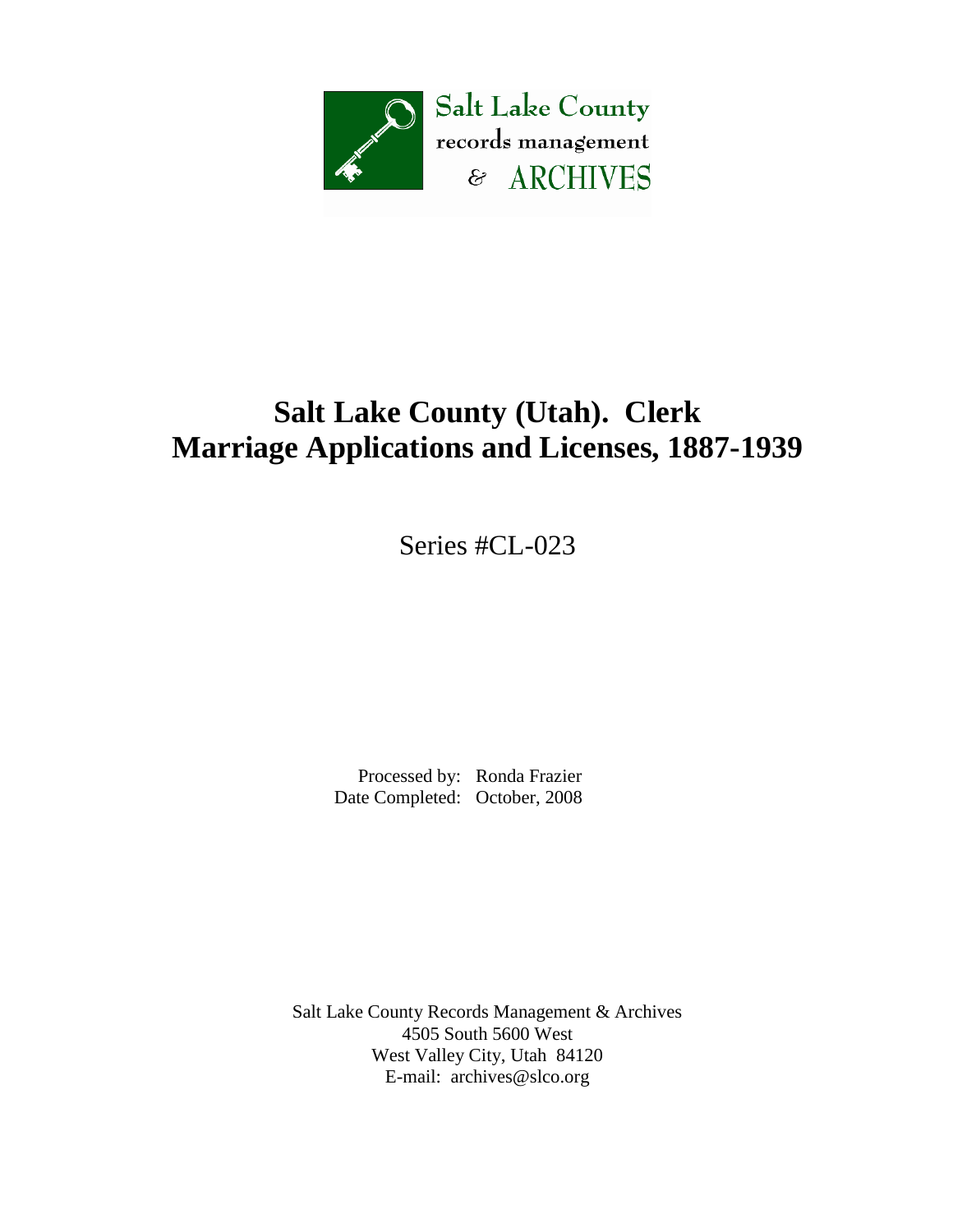Salt Lake County
records management
& ARCHIVES

# Salt Lake County (Utah). Clerk
# Marriage Applications and Licenses, 1887-1939

Series #CL-023

Processed by: Ronda Frazier
Date Completed: October, 2008

Salt Lake County Records Management & Archives
4505 South 5600 West
West Valley City, Utah 84120
E-mail: archives@slco.org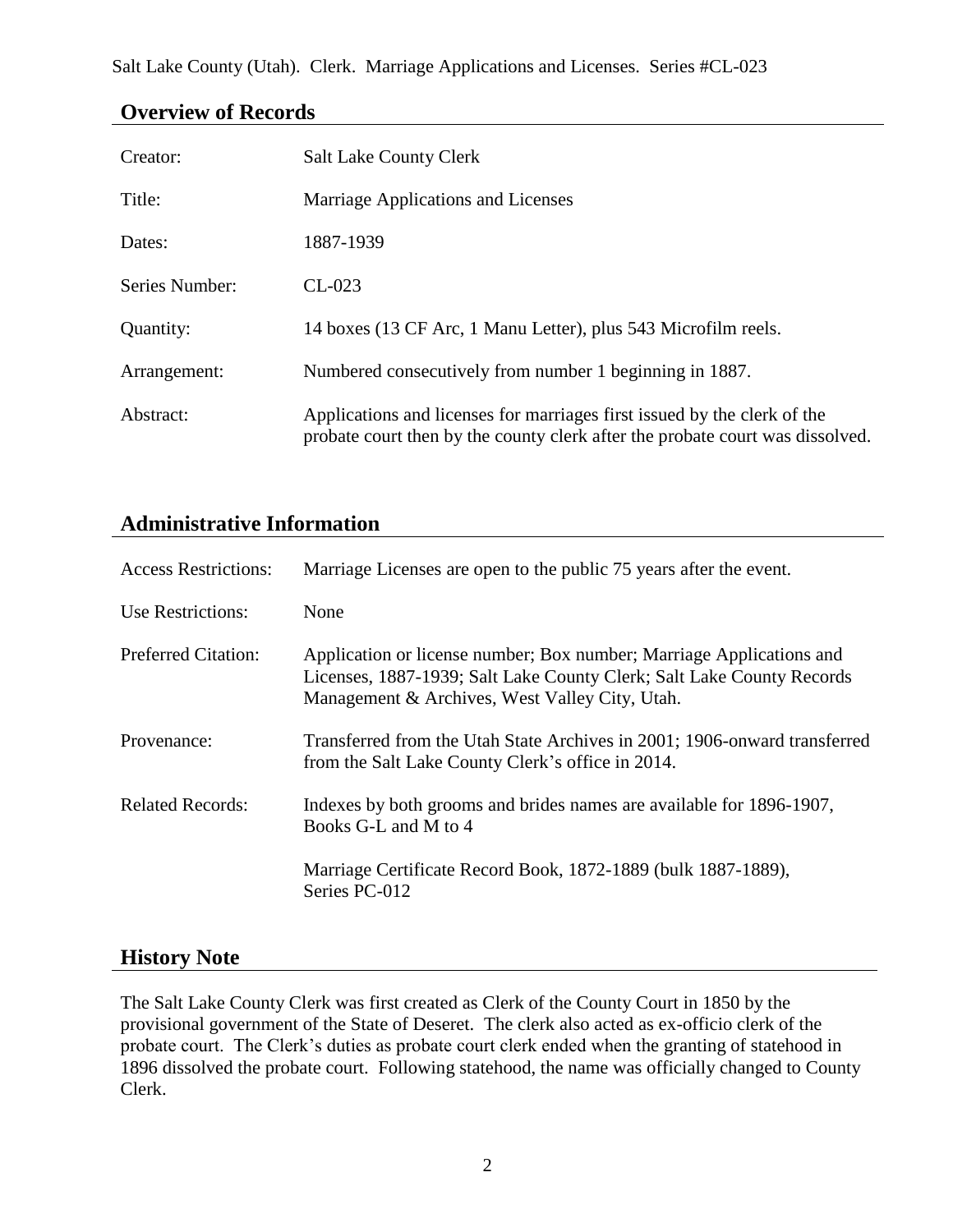## Overview of Records

| | |
|---|---|
| Creator: | Salt Lake County Clerk |
| Title: | Marriage Applications and Licenses |
| Dates: | 1887-1939 |
| Series Number: | CL-023 |
| Quantity: | 14 boxes (13 CF Arc, 1 Manu Letter), plus 543 Microfilm reels. |
| Arrangement: | Numbered consecutively from number 1 beginning in 1887. |
| Abstract: | Applications and licenses for marriages first issued by the clerk of the probate court then by the county clerk after the probate court was dissolved. |

## Administrative Information

| | |
|---|---|
| Access Restrictions: | Marriage Licenses are open to the public 75 years after the event. |
| Use Restrictions: | None |
| Preferred Citation: | Application or license number; Box number; Marriage Applications and Licenses, 1887-1939; Salt Lake County Clerk; Salt Lake County Records Management & Archives, West Valley City, Utah. |
| Provenance: | Transferred from the Utah State Archives in 2001; 1906-onward transferred from the Salt Lake County Clerk's office in 2014. |
| Related Records: | Indexes by both grooms and brides names are available for 1896-1907, Books G-L and M to 4 |
| | Marriage Certificate Record Book, 1872-1889 (bulk 1887-1889), Series PC-012 |

## History Note

The Salt Lake County Clerk was first created as Clerk of the County Court in 1850 by the provisional government of the State of Deseret. The clerk also acted as ex-officio clerk of the probate court. The Clerk's duties as probate court clerk ended when the granting of statehood in 1896 dissolved the probate court. Following statehood, the name was officially changed to County Clerk.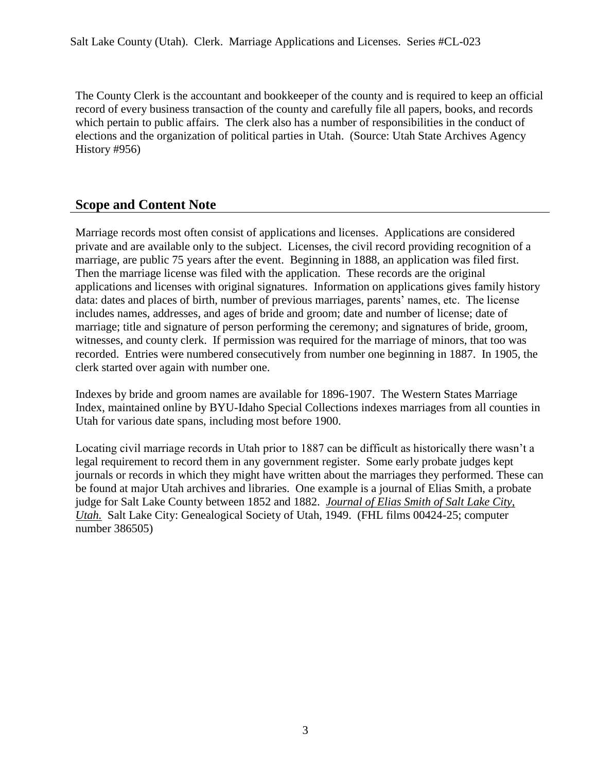The County Clerk is the accountant and bookkeeper of the county and is required to keep an official record of every business transaction of the county and carefully file all papers, books, and records which pertain to public affairs. The clerk also has a number of responsibilities in the conduct of elections and the organization of political parties in Utah. (Source: Utah State Archives Agency History #956)

## Scope and Content Note

Marriage records most often consist of applications and licenses. Applications are considered private and are available only to the subject. Licenses, the civil record providing recognition of a marriage, are public 75 years after the event. Beginning in 1888, an application was filed first. Then the marriage license was filed with the application. These records are the original applications and licenses with original signatures. Information on applications gives family history data: dates and places of birth, number of previous marriages, parents' names, etc. The license includes names, addresses, and ages of bride and groom; date and number of license; date of marriage; title and signature of person performing the ceremony; and signatures of bride, groom, witnesses, and county clerk. If permission was required for the marriage of minors, that too was recorded. Entries were numbered consecutively from number one beginning in 1887. In 1905, the clerk started over again with number one.

Indexes by bride and groom names are available for 1896-1907. The Western States Marriage Index, maintained online by BYU-Idaho Special Collections indexes marriages from all counties in Utah for various date spans, including most before 1900.

Locating civil marriage records in Utah prior to 1887 can be difficult as historically there wasn't a legal requirement to record them in any government register. Some early probate judges kept journals or records in which they might have written about the marriages they performed. These can be found at major Utah archives and libraries. One example is a journal of Elias Smith, a probate judge for Salt Lake County between 1852 and 1882. *Journal of Elias Smith of Salt Lake City, Utah.* Salt Lake City: Genealogical Society of Utah, 1949. (FHL films 00424-25; computer number 386505)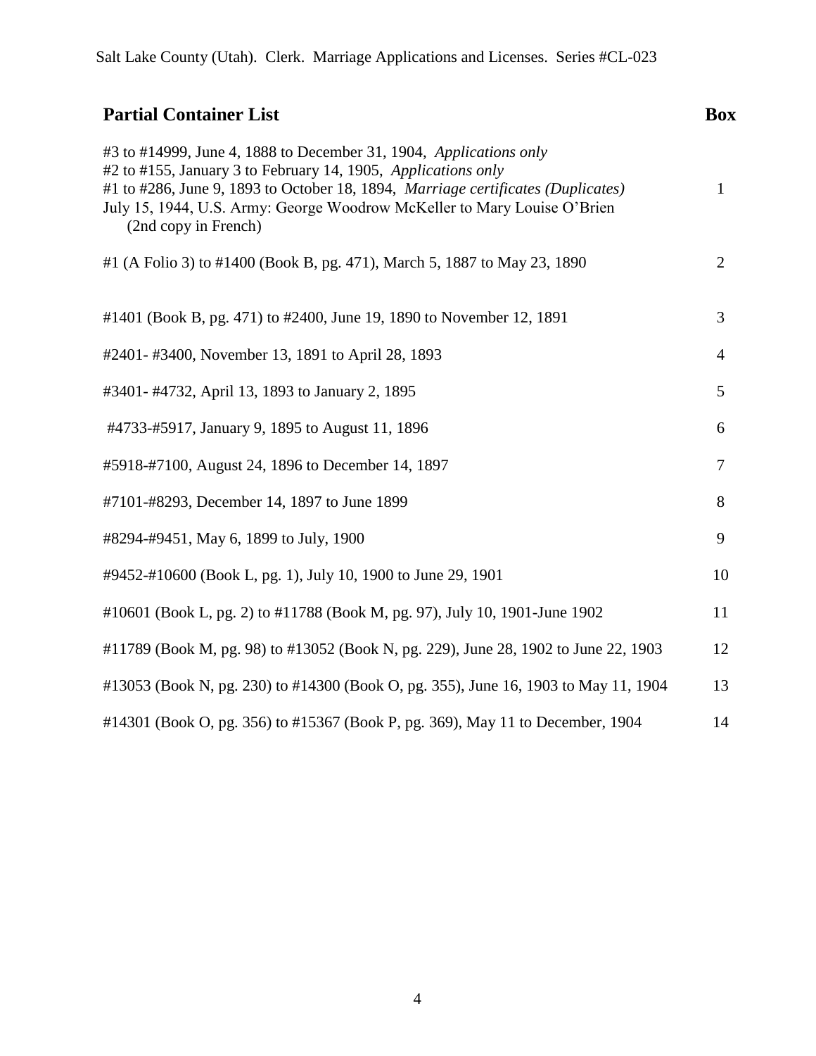## Partial Container List

| Partial Container List | Box |
|---|---|
| #3 to #14999, June 4, 1888 to December 31, 1904, *Applications only*<br>#2 to #155, January 3 to February 14, 1905, *Applications only*<br>#1 to #286, June 9, 1893 to October 18, 1894, *Marriage certificates (Duplicates)*<br>July 15, 1944, U.S. Army: George Woodrow McKeller to Mary Louise O'Brien (2nd copy in French) | 1 |
| #1 (A Folio 3) to #1400 (Book B, pg. 471), March 5, 1887 to May 23, 1890 | 2 |
| #1401 (Book B, pg. 471) to #2400, June 19, 1890 to November 12, 1891 | 3 |
| #2401- #3400, November 13, 1891 to April 28, 1893 | 4 |
| #3401- #4732, April 13, 1893 to January 2, 1895 | 5 |
| #4733-#5917, January 9, 1895 to August 11, 1896 | 6 |
| #5918-#7100, August 24, 1896 to December 14, 1897 | 7 |
| #7101-#8293, December 14, 1897 to June 1899 | 8 |
| #8294-#9451, May 6, 1899 to July, 1900 | 9 |
| #9452-#10600 (Book L, pg. 1), July 10, 1900 to June 29, 1901 | 10 |
| #10601 (Book L, pg. 2) to #11788 (Book M, pg. 97), July 10, 1901-June 1902 | 11 |
| #11789 (Book M, pg. 98) to #13052 (Book N, pg. 229), June 28, 1902 to June 22, 1903 | 12 |
| #13053 (Book N, pg. 230) to #14300 (Book O, pg. 355), June 16, 1903 to May 11, 1904 | 13 |
| #14301 (Book O, pg. 356) to #15367 (Book P, pg. 369), May 11 to December, 1904 | 14 |